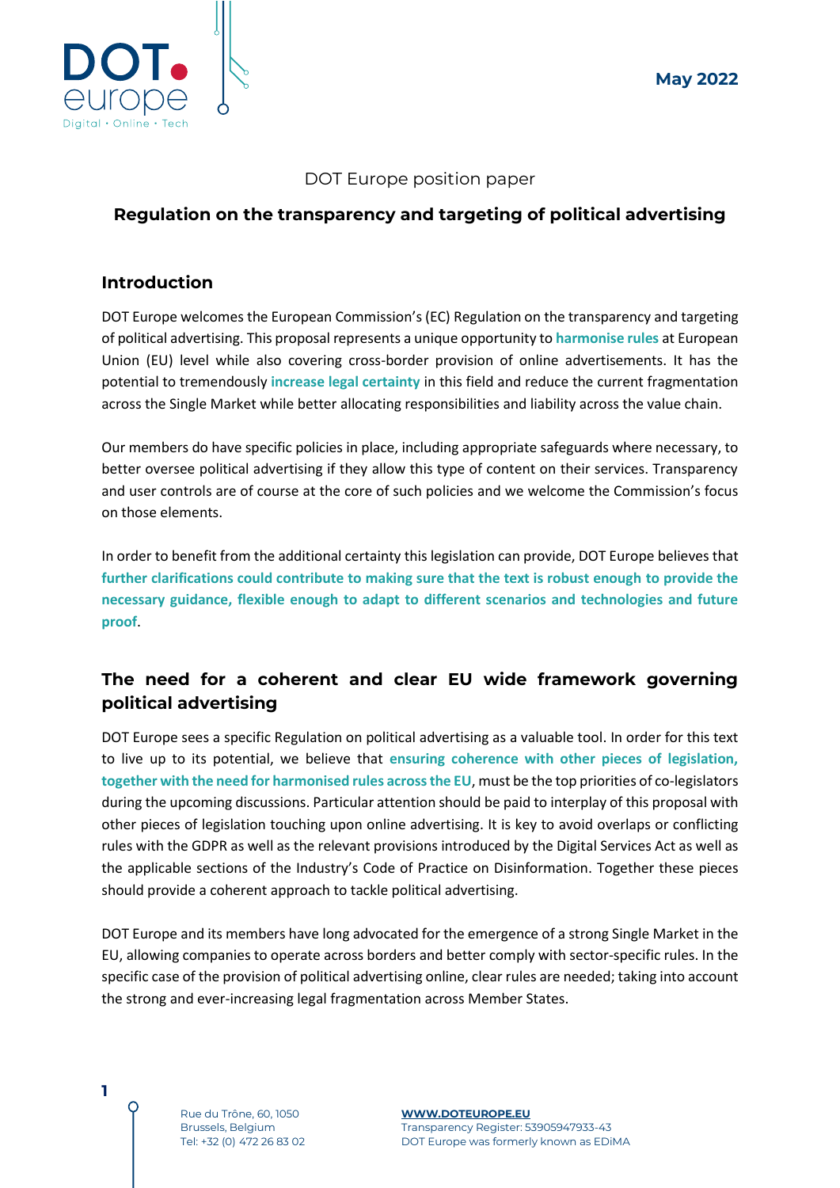May 2022

DOT Europe position paper

# Regulation on the transparency and targeting of political advertising

## Introduction

DOT Europe welcomes the European Commission's (EC) Regulation on the transparency and targeting of political advertising. This proposal represents a unique opportunity to **harmonise rules** at European Union (EU) level while also covering cross-border provision of online advertisements. It has the potential to tremendously **increase legal certainty** in this field and reduce the current fragmentation across the Single Market while better allocating responsibilities and liability across the value chain.

Our members do have specific policies in place, including appropriate safeguards where necessary, to better oversee political advertising if they allow this type of content on their services. Transparency and user controls are of course at the core of such policies and we welcome the Commission's focus on those elements.

In order to benefit from the additional certainty this legislation can provide, DOT Europe believes that **further clarifications could contribute to making sure that the text is robust enough to provide the necessary guidance, flexible enough to adapt to different scenarios and technologies and future proof**.

## The need for a coherent and clear EU wide framework governing political advertising

DOT Europe sees a specific Regulation on political advertising as a valuable tool. In order for this text to live up to its potential, we believe that **ensuring coherence with other pieces of legislation, together with the need for harmonised rules across the EU**, must be the top priorities of co-legislators during the upcoming discussions. Particular attention should be paid to interplay of this proposal with other pieces of legislation touching upon online advertising. It is key to avoid overlaps or conflicting rules with the GDPR as well as the relevant provisions introduced by the Digital Services Act as well as the applicable sections of the Industry's Code of Practice on Disinformation. Together these pieces should provide a coherent approach to tackle political advertising.

DOT Europe and its members have long advocated for the emergence of a strong Single Market in the EU, allowing companies to operate across borders and better comply with sector-specific rules. In the specific case of the provision of political advertising online, clear rules are needed; taking into account the strong and ever-increasing legal fragmentation across Member States.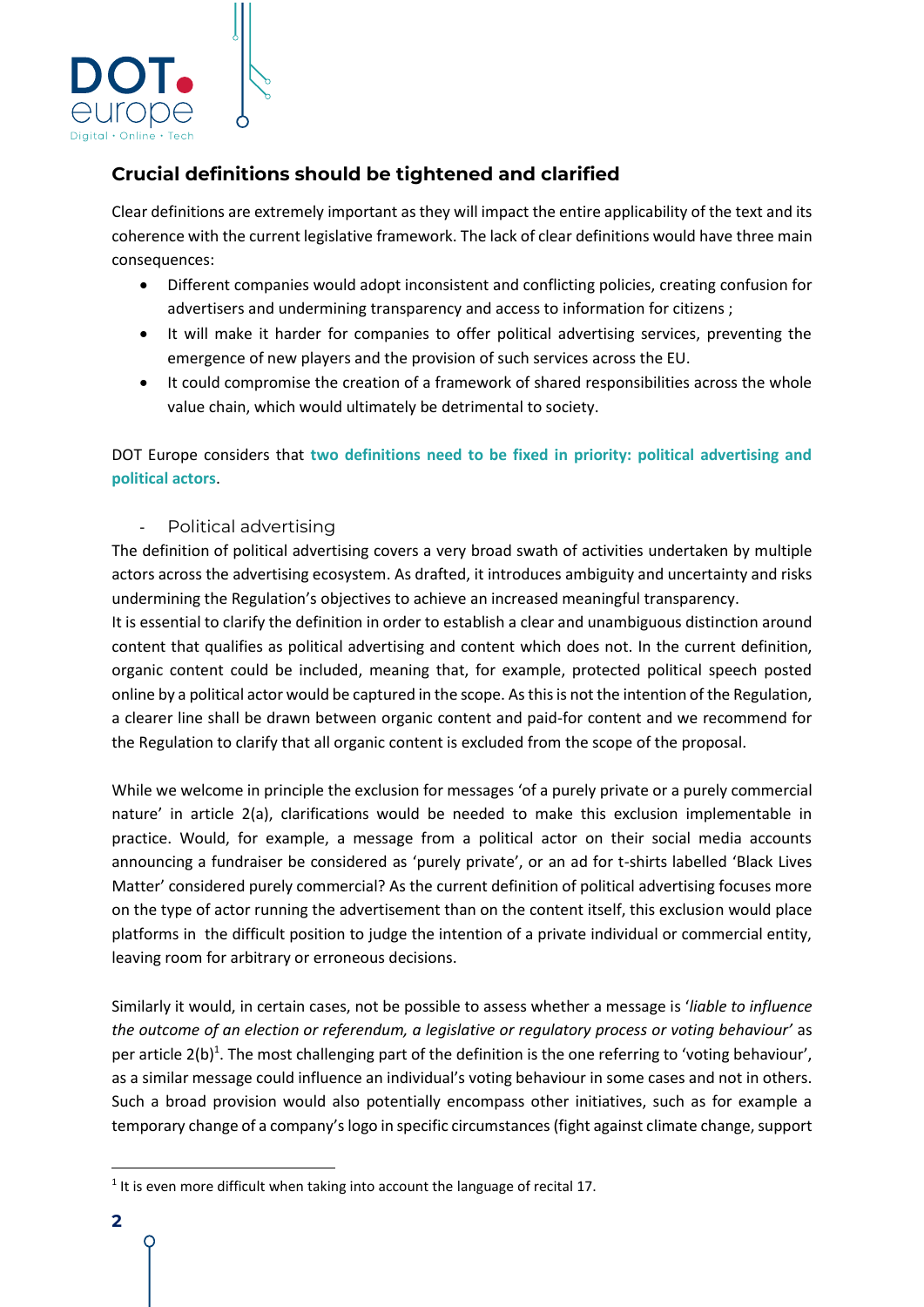## Crucial definitions should be tightened and clarified

Clear definitions are extremely important as they will impact the entire applicability of the text and its coherence with the current legislative framework. The lack of clear definitions would have three main consequences:

- Different companies would adopt inconsistent and conflicting policies, creating confusion for advertisers and undermining transparency and access to information for citizens ;
- It will make it harder for companies to offer political advertising services, preventing the emergence of new players and the provision of such services across the EU.
- It could compromise the creation of a framework of shared responsibilities across the whole value chain, which would ultimately be detrimental to society.

DOT Europe considers that **two definitions need to be fixed in priority: political advertising and political actors**.

### - Political advertising

The definition of political advertising covers a very broad swath of activities undertaken by multiple actors across the advertising ecosystem. As drafted, it introduces ambiguity and uncertainty and risks undermining the Regulation's objectives to achieve an increased meaningful transparency.

It is essential to clarify the definition in order to establish a clear and unambiguous distinction around content that qualifies as political advertising and content which does not. In the current definition, organic content could be included, meaning that, for example, protected political speech posted online by a political actor would be captured in the scope. As this is not the intention of the Regulation, a clearer line shall be drawn between organic content and paid-for content and we recommend for the Regulation to clarify that all organic content is excluded from the scope of the proposal.

While we welcome in principle the exclusion for messages 'of a purely private or a purely commercial nature' in article 2(a), clarifications would be needed to make this exclusion implementable in practice. Would, for example, a message from a political actor on their social media accounts announcing a fundraiser be considered as 'purely private', or an ad for t-shirts labelled 'Black Lives Matter' considered purely commercial? As the current definition of political advertising focuses more on the type of actor running the advertisement than on the content itself, this exclusion would place platforms in the difficult position to judge the intention of a private individual or commercial entity, leaving room for arbitrary or erroneous decisions.

Similarly it would, in certain cases, not be possible to assess whether a message is '*liable to influence the outcome of an election or referendum, a legislative or regulatory process or voting behaviour*' as per article 2(b)[1]. The most challenging part of the definition is the one referring to 'voting behaviour', as a similar message could influence an individual's voting behaviour in some cases and not in others. Such a broad provision would also potentially encompass other initiatives, such as for example a temporary change of a company's logo in specific circumstances (fight against climate change, support

[1] It is even more difficult when taking into account the language of recital 17.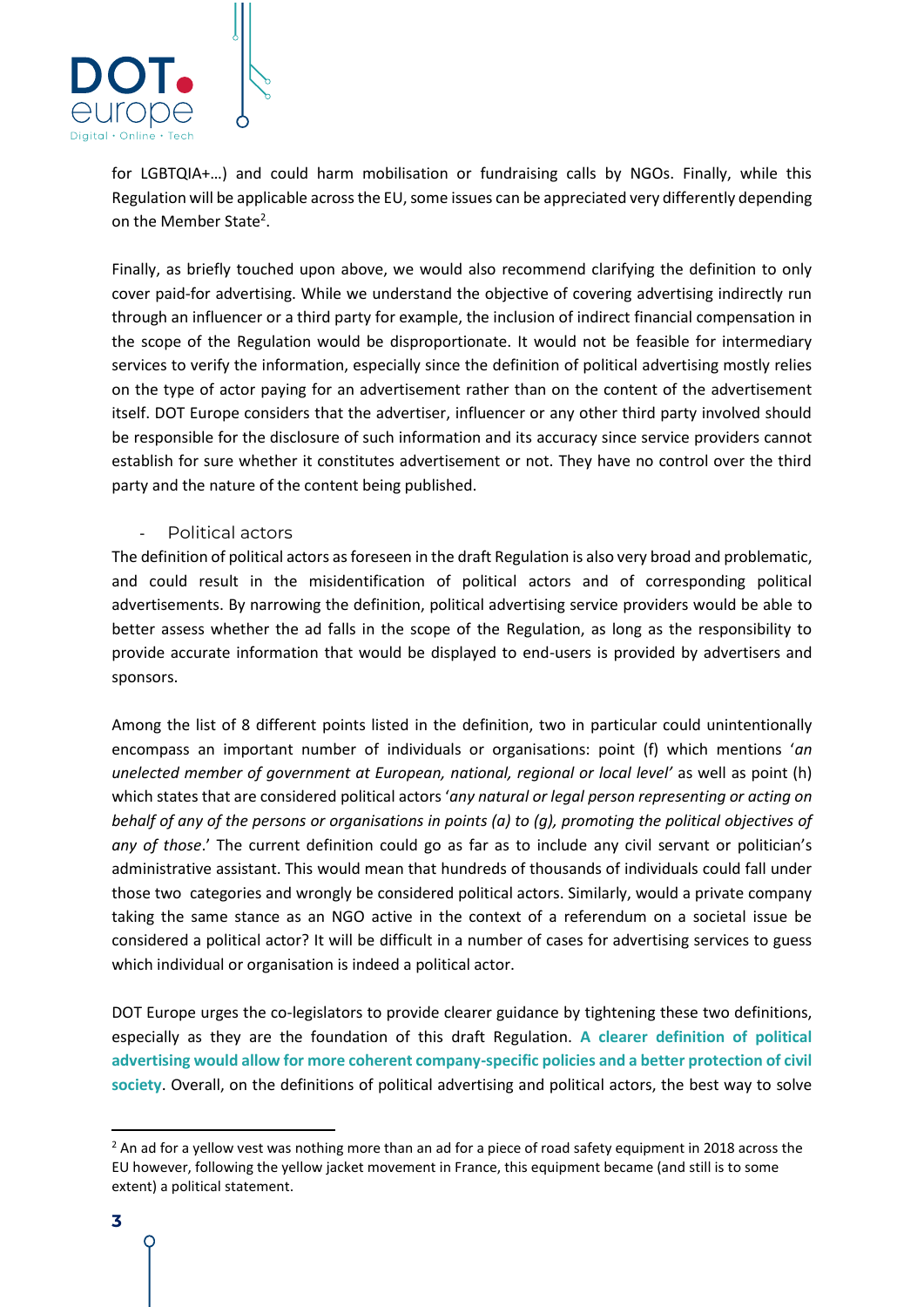for LGBTQIA+…) and could harm mobilisation or fundraising calls by NGOs. Finally, while this Regulation will be applicable across the EU, some issues can be appreciated very differently depending on the Member State[2].

Finally, as briefly touched upon above, we would also recommend clarifying the definition to only cover paid-for advertising. While we understand the objective of covering advertising indirectly run through an influencer or a third party for example, the inclusion of indirect financial compensation in the scope of the Regulation would be disproportionate. It would not be feasible for intermediary services to verify the information, especially since the definition of political advertising mostly relies on the type of actor paying for an advertisement rather than on the content of the advertisement itself. DOT Europe considers that the advertiser, influencer or any other third party involved should be responsible for the disclosure of such information and its accuracy since service providers cannot establish for sure whether it constitutes advertisement or not. They have no control over the third party and the nature of the content being published.

- Political actors

The definition of political actors as foreseen in the draft Regulation is also very broad and problematic, and could result in the misidentification of political actors and of corresponding political advertisements. By narrowing the definition, political advertising service providers would be able to better assess whether the ad falls in the scope of the Regulation, as long as the responsibility to provide accurate information that would be displayed to end-users is provided by advertisers and sponsors.

Among the list of 8 different points listed in the definition, two in particular could unintentionally encompass an important number of individuals or organisations: point (f) which mentions '*an unelected member of government at European, national, regional or local level*' as well as point (h) which states that are considered political actors '*any natural or legal person representing or acting on behalf of any of the persons or organisations in points (a) to (g), promoting the political objectives of any of those*.' The current definition could go as far as to include any civil servant or politician's administrative assistant. This would mean that hundreds of thousands of individuals could fall under those two categories and wrongly be considered political actors. Similarly, would a private company taking the same stance as an NGO active in the context of a referendum on a societal issue be considered a political actor? It will be difficult in a number of cases for advertising services to guess which individual or organisation is indeed a political actor.

DOT Europe urges the co-legislators to provide clearer guidance by tightening these two definitions, especially as they are the foundation of this draft Regulation. **A clearer definition of political advertising would allow for more coherent company-specific policies and a better protection of civil society**. Overall, on the definitions of political advertising and political actors, the best way to solve

[2] An ad for a yellow vest was nothing more than an ad for a piece of road safety equipment in 2018 across the EU however, following the yellow jacket movement in France, this equipment became (and still is to some extent) a political statement.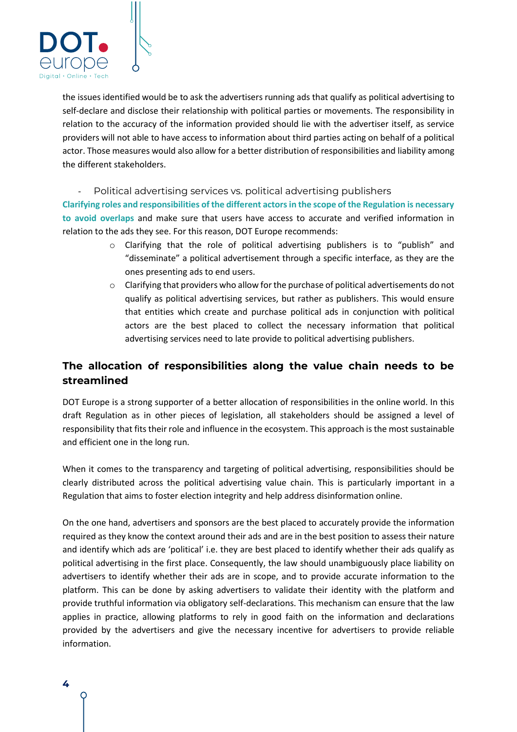the issues identified would be to ask the advertisers running ads that qualify as political advertising to self-declare and disclose their relationship with political parties or movements. The responsibility in relation to the accuracy of the information provided should lie with the advertiser itself, as service providers will not able to have access to information about third parties acting on behalf of a political actor. Those measures would also allow for a better distribution of responsibilities and liability among the different stakeholders.

- Political advertising services vs. political advertising publishers

**Clarifying roles and responsibilities of the different actors in the scope of the Regulation is necessary to avoid overlaps** and make sure that users have access to accurate and verified information in relation to the ads they see. For this reason, DOT Europe recommends:

- Clarifying that the role of political advertising publishers is to "publish" and "disseminate" a political advertisement through a specific interface, as they are the ones presenting ads to end users.
- Clarifying that providers who allow for the purchase of political advertisements do not qualify as political advertising services, but rather as publishers. This would ensure that entities which create and purchase political ads in conjunction with political actors are the best placed to collect the necessary information that political advertising services need to late provide to political advertising publishers.

## The allocation of responsibilities along the value chain needs to be streamlined

DOT Europe is a strong supporter of a better allocation of responsibilities in the online world. In this draft Regulation as in other pieces of legislation, all stakeholders should be assigned a level of responsibility that fits their role and influence in the ecosystem. This approach is the most sustainable and efficient one in the long run.

When it comes to the transparency and targeting of political advertising, responsibilities should be clearly distributed across the political advertising value chain. This is particularly important in a Regulation that aims to foster election integrity and help address disinformation online.

On the one hand, advertisers and sponsors are the best placed to accurately provide the information required as they know the context around their ads and are in the best position to assess their nature and identify which ads are 'political' i.e. they are best placed to identify whether their ads qualify as political advertising in the first place. Consequently, the law should unambiguously place liability on advertisers to identify whether their ads are in scope, and to provide accurate information to the platform. This can be done by asking advertisers to validate their identity with the platform and provide truthful information via obligatory self-declarations. This mechanism can ensure that the law applies in practice, allowing platforms to rely in good faith on the information and declarations provided by the advertisers and give the necessary incentive for advertisers to provide reliable information.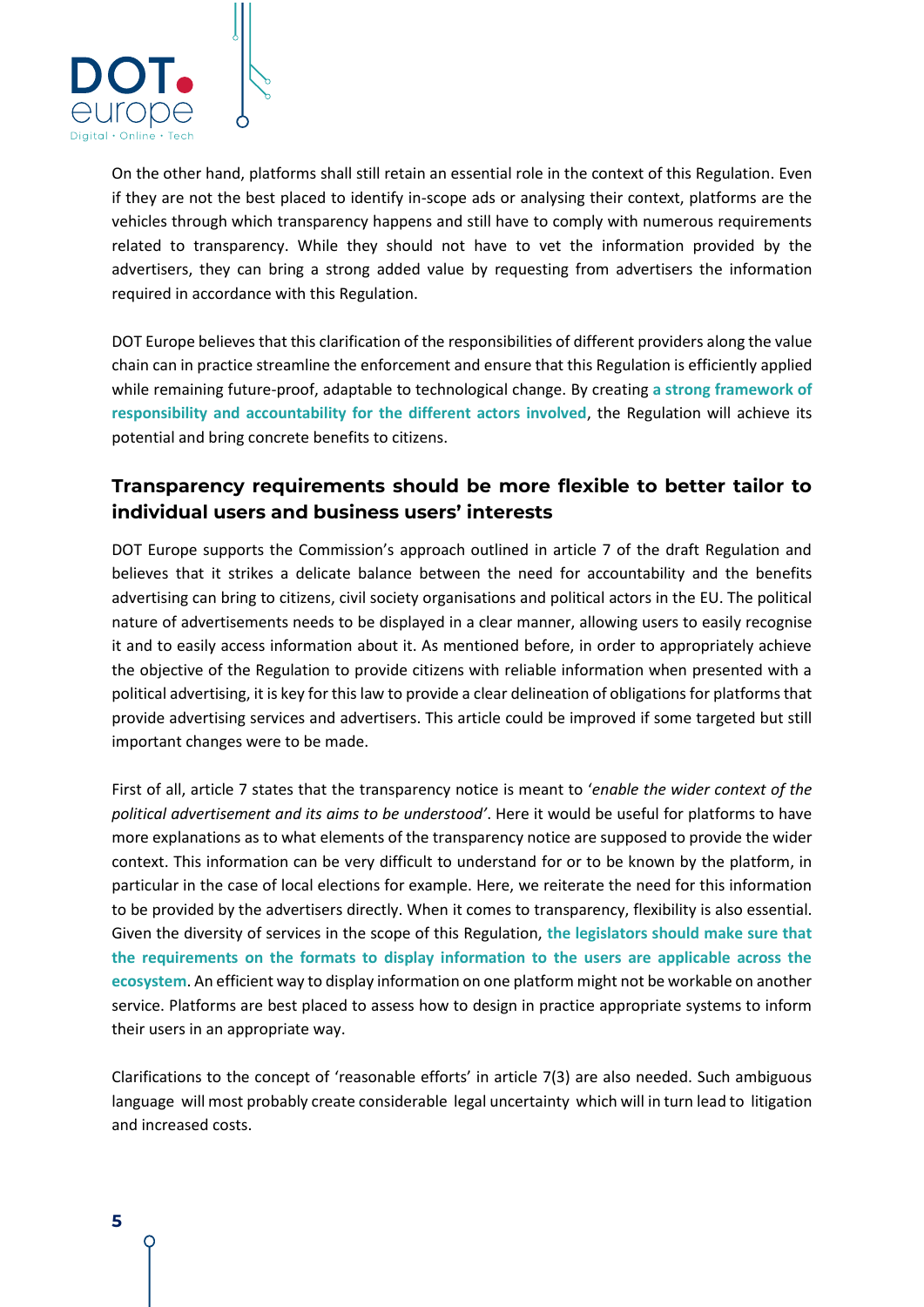On the other hand, platforms shall still retain an essential role in the context of this Regulation. Even if they are not the best placed to identify in-scope ads or analysing their context, platforms are the vehicles through which transparency happens and still have to comply with numerous requirements related to transparency. While they should not have to vet the information provided by the advertisers, they can bring a strong added value by requesting from advertisers the information required in accordance with this Regulation.

DOT Europe believes that this clarification of the responsibilities of different providers along the value chain can in practice streamline the enforcement and ensure that this Regulation is efficiently applied while remaining future-proof, adaptable to technological change. By creating **a strong framework of responsibility and accountability for the different actors involved**, the Regulation will achieve its potential and bring concrete benefits to citizens.

## Transparency requirements should be more flexible to better tailor to individual users and business users' interests

DOT Europe supports the Commission's approach outlined in article 7 of the draft Regulation and believes that it strikes a delicate balance between the need for accountability and the benefits advertising can bring to citizens, civil society organisations and political actors in the EU. The political nature of advertisements needs to be displayed in a clear manner, allowing users to easily recognise it and to easily access information about it. As mentioned before, in order to appropriately achieve the objective of the Regulation to provide citizens with reliable information when presented with a political advertising, it is key for this law to provide a clear delineation of obligations for platforms that provide advertising services and advertisers. This article could be improved if some targeted but still important changes were to be made.

First of all, article 7 states that the transparency notice is meant to '*enable the wider context of the political advertisement and its aims to be understood'*. Here it would be useful for platforms to have more explanations as to what elements of the transparency notice are supposed to provide the wider context. This information can be very difficult to understand for or to be known by the platform, in particular in the case of local elections for example. Here, we reiterate the need for this information to be provided by the advertisers directly. When it comes to transparency, flexibility is also essential. Given the diversity of services in the scope of this Regulation, **the legislators should make sure that the requirements on the formats to display information to the users are applicable across the ecosystem**. An efficient way to display information on one platform might not be workable on another service. Platforms are best placed to assess how to design in practice appropriate systems to inform their users in an appropriate way.

Clarifications to the concept of 'reasonable efforts' in article 7(3) are also needed. Such ambiguous language will most probably create considerable legal uncertainty which will in turn lead to litigation and increased costs.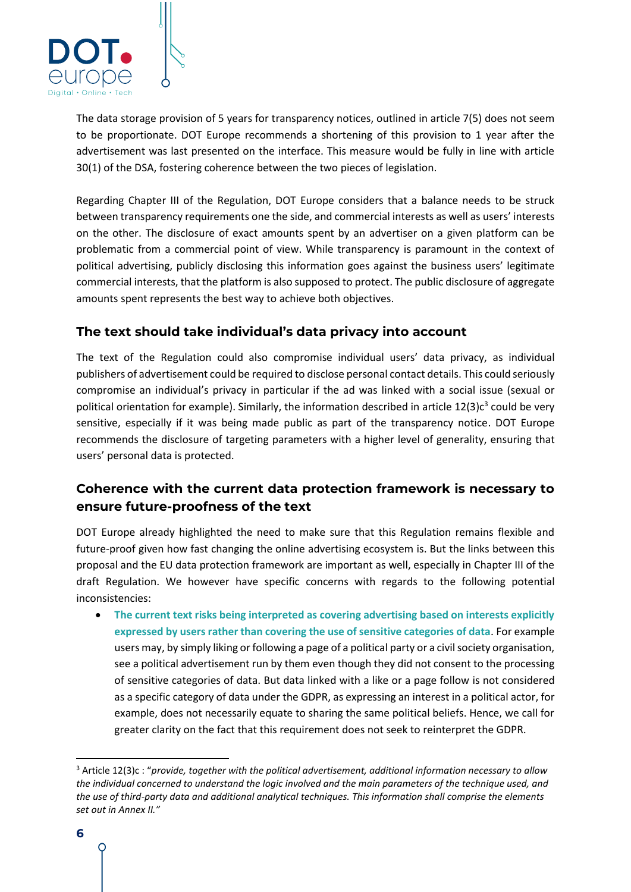The data storage provision of 5 years for transparency notices, outlined in article 7(5) does not seem to be proportionate. DOT Europe recommends a shortening of this provision to 1 year after the advertisement was last presented on the interface. This measure would be fully in line with article 30(1) of the DSA, fostering coherence between the two pieces of legislation.

Regarding Chapter III of the Regulation, DOT Europe considers that a balance needs to be struck between transparency requirements one the side, and commercial interests as well as users' interests on the other. The disclosure of exact amounts spent by an advertiser on a given platform can be problematic from a commercial point of view. While transparency is paramount in the context of political advertising, publicly disclosing this information goes against the business users' legitimate commercial interests, that the platform is also supposed to protect. The public disclosure of aggregate amounts spent represents the best way to achieve both objectives.

## The text should take individual's data privacy into account

The text of the Regulation could also compromise individual users' data privacy, as individual publishers of advertisement could be required to disclose personal contact details. This could seriously compromise an individual's privacy in particular if the ad was linked with a social issue (sexual or political orientation for example). Similarly, the information described in article 12(3)c[3] could be very sensitive, especially if it was being made public as part of the transparency notice. DOT Europe recommends the disclosure of targeting parameters with a higher level of generality, ensuring that users' personal data is protected.

## Coherence with the current data protection framework is necessary to ensure future-proofness of the text

DOT Europe already highlighted the need to make sure that this Regulation remains flexible and future-proof given how fast changing the online advertising ecosystem is. But the links between this proposal and the EU data protection framework are important as well, especially in Chapter III of the draft Regulation. We however have specific concerns with regards to the following potential inconsistencies:

- **The current text risks being interpreted as covering advertising based on interests explicitly expressed by users rather than covering the use of sensitive categories of data**. For example users may, by simply liking or following a page of a political party or a civil society organisation, see a political advertisement run by them even though they did not consent to the processing of sensitive categories of data. But data linked with a like or a page follow is not considered as a specific category of data under the GDPR, as expressing an interest in a political actor, for example, does not necessarily equate to sharing the same political beliefs. Hence, we call for greater clarity on the fact that this requirement does not seek to reinterpret the GDPR.

---

[3] Article 12(3)c : "*provide, together with the political advertisement, additional information necessary to allow the individual concerned to understand the logic involved and the main parameters of the technique used, and the use of third-party data and additional analytical techniques. This information shall comprise the elements set out in Annex II.*"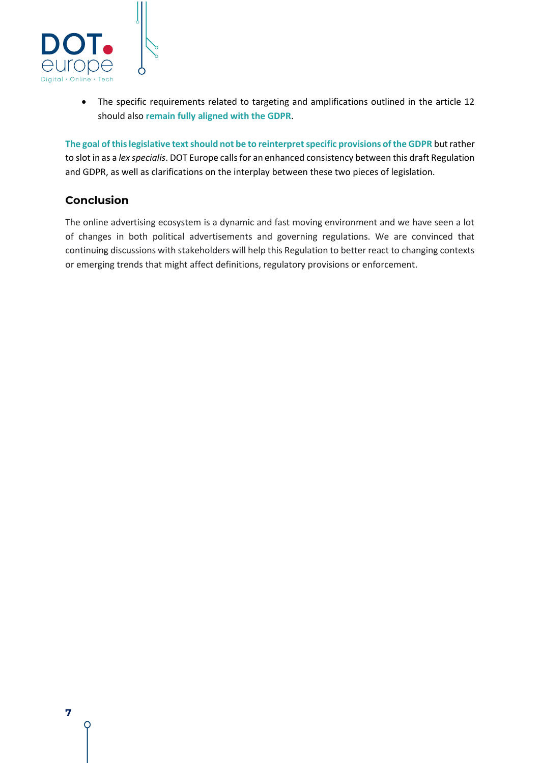- The specific requirements related to targeting and amplifications outlined in the article 12 should also **remain fully aligned with the GDPR**.

**The goal of this legislative text should not be to reinterpret specific provisions of the GDPR** but rather to slot in as a *lex specialis*. DOT Europe calls for an enhanced consistency between this draft Regulation and GDPR, as well as clarifications on the interplay between these two pieces of legislation.

## Conclusion

The online advertising ecosystem is a dynamic and fast moving environment and we have seen a lot of changes in both political advertisements and governing regulations. We are convinced that continuing discussions with stakeholders will help this Regulation to better react to changing contexts or emerging trends that might affect definitions, regulatory provisions or enforcement.